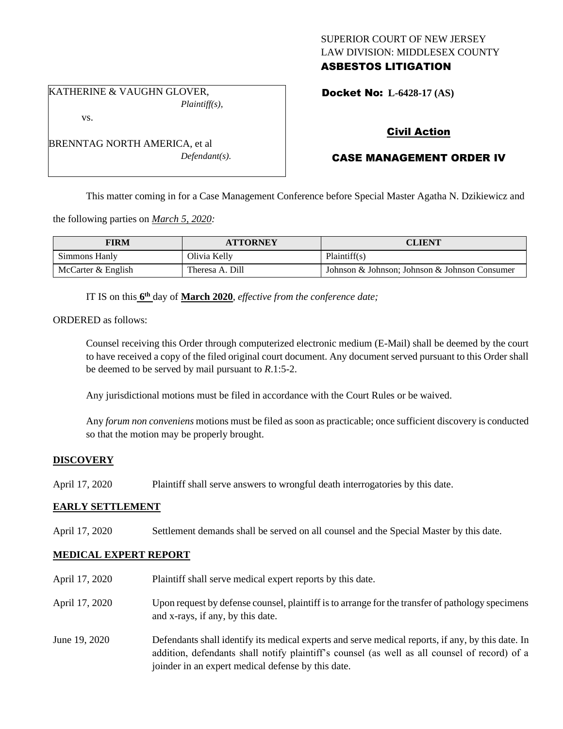SUPERIOR COURT OF NEW JERSEY
LAW DIVISION: MIDDLESEX COUNTY
**ASBESTOS LITIGATION**

KATHERINE & VAUGHN GLOVER,
*Plaintiff(s),*

vs.

BRENNTAG NORTH AMERICA, et al
*Defendant(s).*

**Docket No: L-6428-17 (AS)**

**Civil Action**

**CASE MANAGEMENT ORDER IV**

This matter coming in for a Case Management Conference before Special Master Agatha N. Dzikiewicz and the following parties on *March 5, 2020:*

| FIRM | ATTORNEY | CLIENT |
|---|---|---|
| Simmons Hanly | Olivia Kelly | Plaintiff(s) |
| McCarter & English | Theresa A. Dill | Johnson & Johnson; Johnson & Johnson Consumer |

IT IS on this **6th** day of **March 2020**, *effective from the conference date;*

ORDERED as follows:

Counsel receiving this Order through computerized electronic medium (E-Mail) shall be deemed by the court to have received a copy of the filed original court document. Any document served pursuant to this Order shall be deemed to be served by mail pursuant to *R*.1:5-2.

Any jurisdictional motions must be filed in accordance with the Court Rules or be waived.

Any *forum non conveniens* motions must be filed as soon as practicable; once sufficient discovery is conducted so that the motion may be properly brought.

**DISCOVERY**

April 17, 2020 Plaintiff shall serve answers to wrongful death interrogatories by this date.

**EARLY SETTLEMENT**

April 17, 2020 Settlement demands shall be served on all counsel and the Special Master by this date.

**MEDICAL EXPERT REPORT**

April 17, 2020 Plaintiff shall serve medical expert reports by this date.

April 17, 2020 Upon request by defense counsel, plaintiff is to arrange for the transfer of pathology specimens and x-rays, if any, by this date.

June 19, 2020 Defendants shall identify its medical experts and serve medical reports, if any, by this date. In addition, defendants shall notify plaintiff's counsel (as well as all counsel of record) of a joinder in an expert medical defense by this date.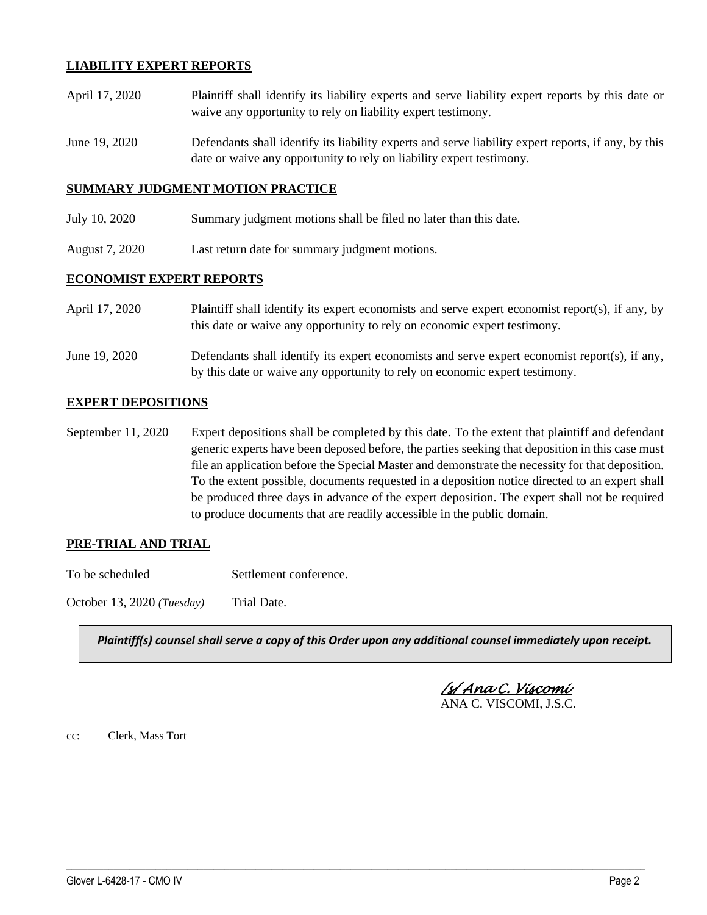**LIABILITY EXPERT REPORTS**

| | |
|---|---|
| April 17, 2020 | Plaintiff shall identify its liability experts and serve liability expert reports by this date or waive any opportunity to rely on liability expert testimony. |
| June 19, 2020 | Defendants shall identify its liability experts and serve liability expert reports, if any, by this date or waive any opportunity to rely on liability expert testimony. |

**SUMMARY JUDGMENT MOTION PRACTICE**

| | |
|---|---|
| July 10, 2020 | Summary judgment motions shall be filed no later than this date. |
| August 7, 2020 | Last return date for summary judgment motions. |

**ECONOMIST EXPERT REPORTS**

| | |
|---|---|
| April 17, 2020 | Plaintiff shall identify its expert economists and serve expert economist report(s), if any, by this date or waive any opportunity to rely on economic expert testimony. |
| June 19, 2020 | Defendants shall identify its expert economists and serve expert economist report(s), if any, by this date or waive any opportunity to rely on economic expert testimony. |

**EXPERT DEPOSITIONS**

| | |
|---|---|
| September 11, 2020 | Expert depositions shall be completed by this date. To the extent that plaintiff and defendant generic experts have been deposed before, the parties seeking that deposition in this case must file an application before the Special Master and demonstrate the necessity for that deposition. To the extent possible, documents requested in a deposition notice directed to an expert shall be produced three days in advance of the expert deposition. The expert shall not be required to produce documents that are readily accessible in the public domain. |

**PRE-TRIAL AND TRIAL**

| | |
|---|---|
| To be scheduled | Settlement conference. |
| October 13, 2020 *(Tuesday)* | Trial Date. |

***Plaintiff(s) counsel shall serve a copy of this Order upon any additional counsel immediately upon receipt.***

*/s/ Ana C. Viscomi*
ANA C. VISCOMI, J.S.C.

cc: Clerk, Mass Tort